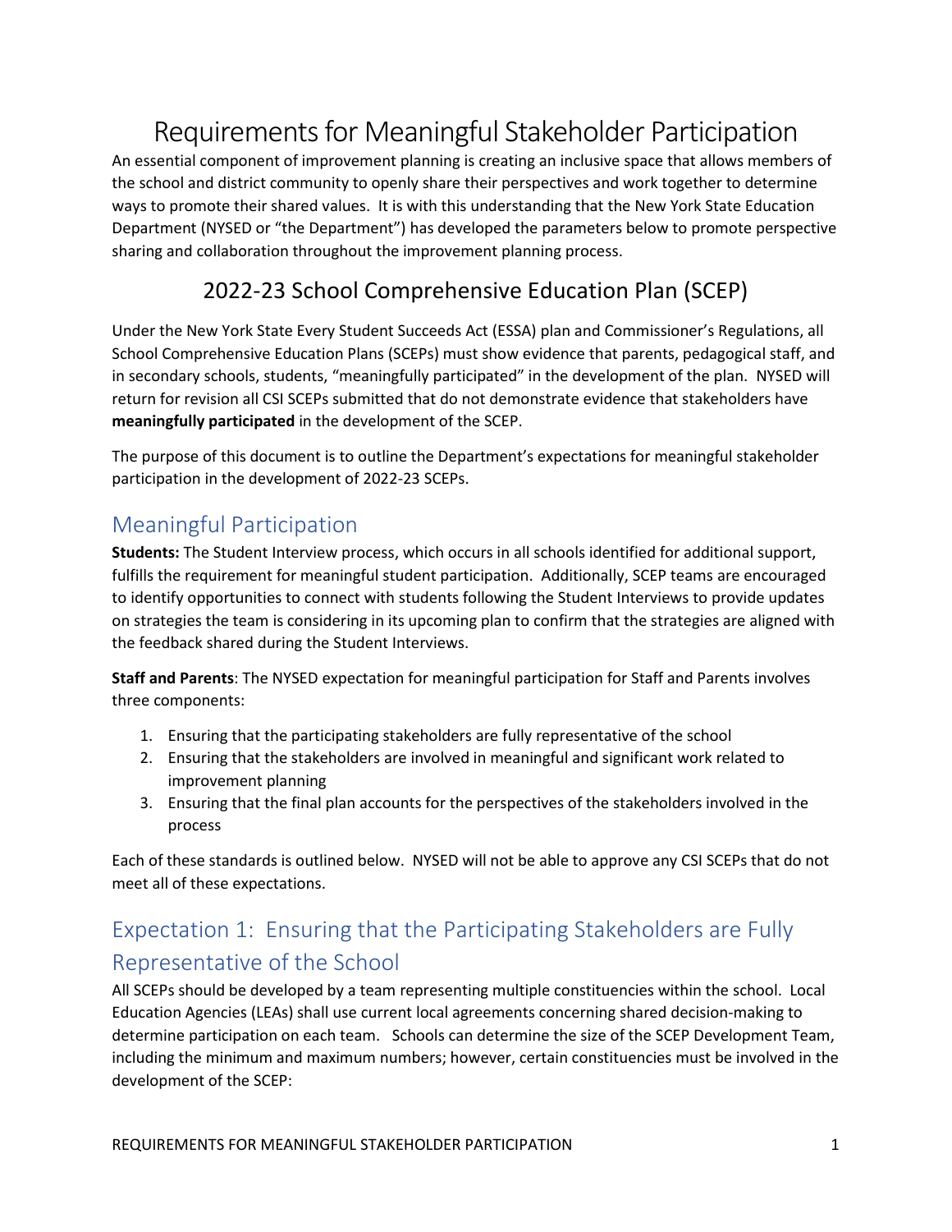# Requirements for Meaningful Stakeholder Participation

An essential component of improvement planning is creating an inclusive space that allows members of the school and district community to openly share their perspectives and work together to determine ways to promote their shared values. It is with this understanding that the New York State Education Department (NYSED or "the Department") has developed the parameters below to promote perspective sharing and collaboration throughout the improvement planning process.

## 2022-23 School Comprehensive Education Plan (SCEP)

Under the New York State Every Student Succeeds Act (ESSA) plan and Commissioner's Regulations, all School Comprehensive Education Plans (SCEPs) must show evidence that parents, pedagogical staff, and in secondary schools, students, "meaningfully participated" in the development of the plan. NYSED will return for revision all CSI SCEPs submitted that do not demonstrate evidence that stakeholders have **meaningfully participated** in the development of the SCEP.

The purpose of this document is to outline the Department's expectations for meaningful stakeholder participation in the development of 2022-23 SCEPs.

## Meaningful Participation

**Students:** The Student Interview process, which occurs in all schools identified for additional support, fulfills the requirement for meaningful student participation. Additionally, SCEP teams are encouraged to identify opportunities to connect with students following the Student Interviews to provide updates on strategies the team is considering in its upcoming plan to confirm that the strategies are aligned with the feedback shared during the Student Interviews.

**Staff and Parents**: The NYSED expectation for meaningful participation for Staff and Parents involves three components:

1. Ensuring that the participating stakeholders are fully representative of the school
2. Ensuring that the stakeholders are involved in meaningful and significant work related to improvement planning
3. Ensuring that the final plan accounts for the perspectives of the stakeholders involved in the process

Each of these standards is outlined below. NYSED will not be able to approve any CSI SCEPs that do not meet all of these expectations.

## Expectation 1: Ensuring that the Participating Stakeholders are Fully Representative of the School

All SCEPs should be developed by a team representing multiple constituencies within the school. Local Education Agencies (LEAs) shall use current local agreements concerning shared decision-making to determine participation on each team. Schools can determine the size of the SCEP Development Team, including the minimum and maximum numbers; however, certain constituencies must be involved in the development of the SCEP: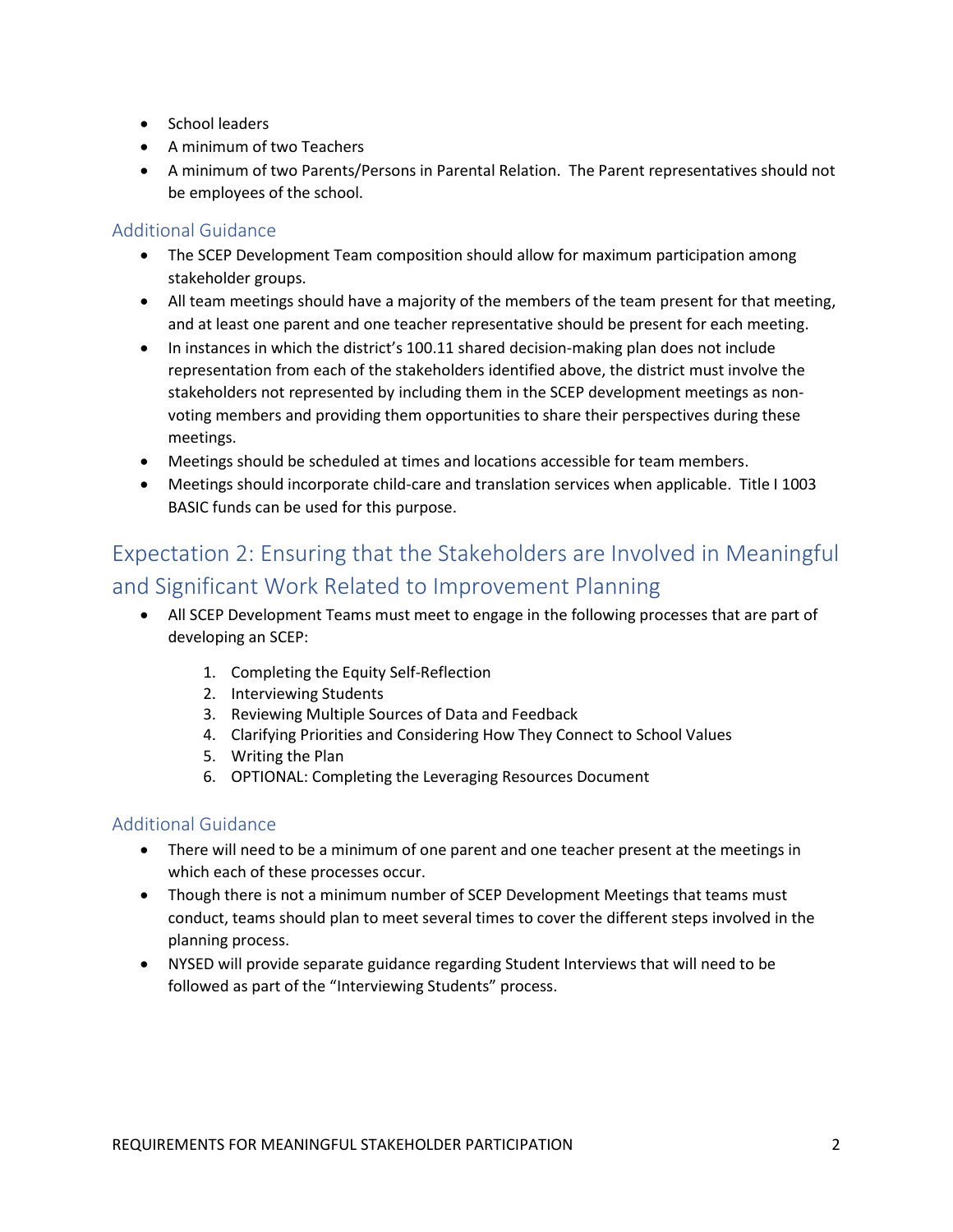- School leaders
- A minimum of two Teachers
- A minimum of two Parents/Persons in Parental Relation. The Parent representatives should not be employees of the school.

### Additional Guidance

- The SCEP Development Team composition should allow for maximum participation among stakeholder groups.
- All team meetings should have a majority of the members of the team present for that meeting, and at least one parent and one teacher representative should be present for each meeting.
- In instances in which the district's 100.11 shared decision-making plan does not include representation from each of the stakeholders identified above, the district must involve the stakeholders not represented by including them in the SCEP development meetings as non-voting members and providing them opportunities to share their perspectives during these meetings.
- Meetings should be scheduled at times and locations accessible for team members.
- Meetings should incorporate child-care and translation services when applicable. Title I 1003 BASIC funds can be used for this purpose.

## Expectation 2: Ensuring that the Stakeholders are Involved in Meaningful and Significant Work Related to Improvement Planning

- All SCEP Development Teams must meet to engage in the following processes that are part of developing an SCEP:

  1. Completing the Equity Self-Reflection
  2. Interviewing Students
  3. Reviewing Multiple Sources of Data and Feedback
  4. Clarifying Priorities and Considering How They Connect to School Values
  5. Writing the Plan
  6. OPTIONAL: Completing the Leveraging Resources Document

### Additional Guidance

- There will need to be a minimum of one parent and one teacher present at the meetings in which each of these processes occur.
- Though there is not a minimum number of SCEP Development Meetings that teams must conduct, teams should plan to meet several times to cover the different steps involved in the planning process.
- NYSED will provide separate guidance regarding Student Interviews that will need to be followed as part of the "Interviewing Students" process.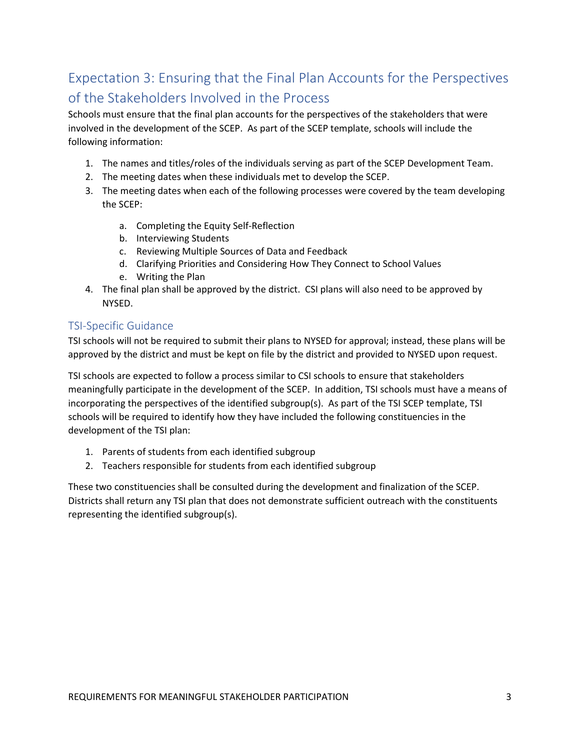## Expectation 3: Ensuring that the Final Plan Accounts for the Perspectives of the Stakeholders Involved in the Process

Schools must ensure that the final plan accounts for the perspectives of the stakeholders that were involved in the development of the SCEP. As part of the SCEP template, schools will include the following information:

1. The names and titles/roles of the individuals serving as part of the SCEP Development Team.
2. The meeting dates when these individuals met to develop the SCEP.
3. The meeting dates when each of the following processes were covered by the team developing the SCEP:
   a. Completing the Equity Self-Reflection
   b. Interviewing Students
   c. Reviewing Multiple Sources of Data and Feedback
   d. Clarifying Priorities and Considering How They Connect to School Values
   e. Writing the Plan
4. The final plan shall be approved by the district. CSI plans will also need to be approved by NYSED.

### TSI-Specific Guidance

TSI schools will not be required to submit their plans to NYSED for approval; instead, these plans will be approved by the district and must be kept on file by the district and provided to NYSED upon request.

TSI schools are expected to follow a process similar to CSI schools to ensure that stakeholders meaningfully participate in the development of the SCEP. In addition, TSI schools must have a means of incorporating the perspectives of the identified subgroup(s). As part of the TSI SCEP template, TSI schools will be required to identify how they have included the following constituencies in the development of the TSI plan:

1. Parents of students from each identified subgroup
2. Teachers responsible for students from each identified subgroup

These two constituencies shall be consulted during the development and finalization of the SCEP. Districts shall return any TSI plan that does not demonstrate sufficient outreach with the constituents representing the identified subgroup(s).